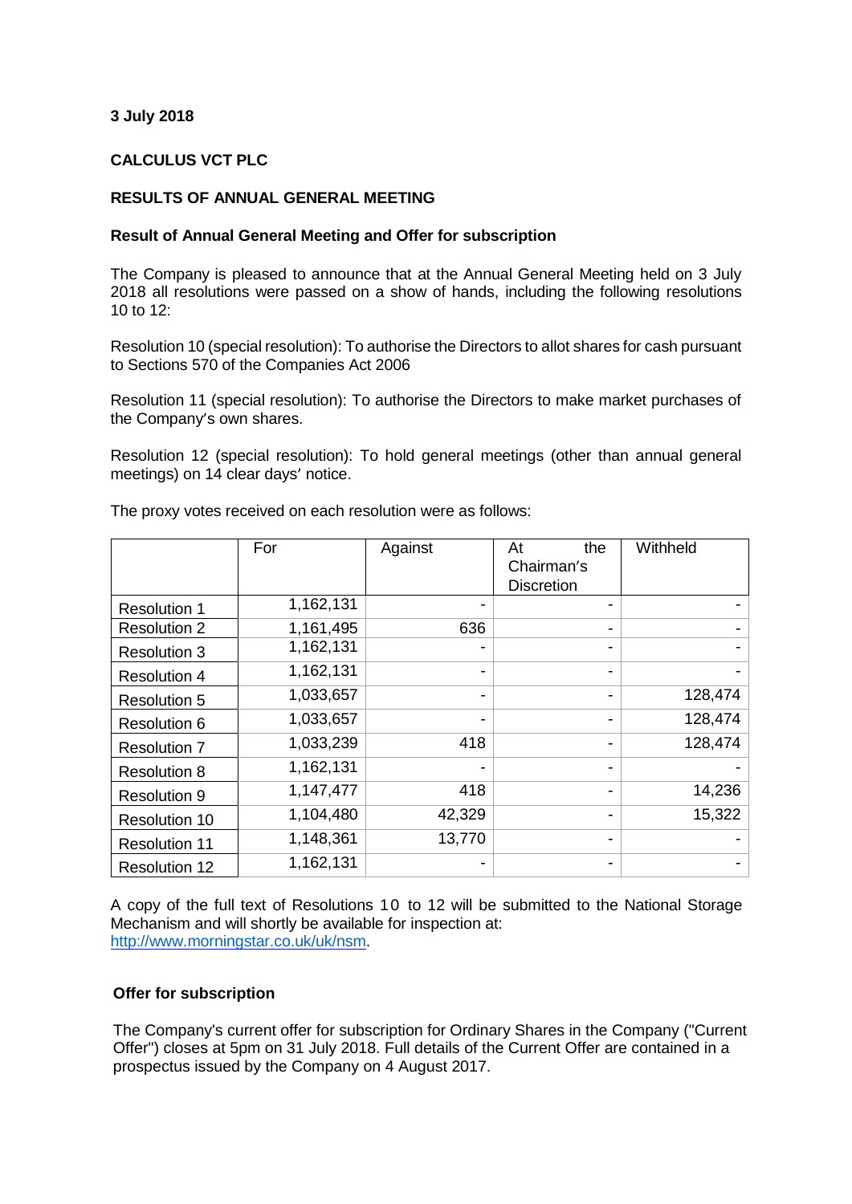**3 July 2018**

**CALCULUS VCT PLC**

**RESULTS OF ANNUAL GENERAL MEETING**

**Result of Annual General Meeting and Offer for subscription**

The Company is pleased to announce that at the Annual General Meeting held on 3 July 2018 all resolutions were passed on a show of hands, including the following resolutions 10 to 12:

Resolution 10 (special resolution): To authorise the Directors to allot shares for cash pursuant to Sections 570 of the Companies Act 2006

Resolution 11 (special resolution): To authorise the Directors to make market purchases of the Company's own shares.

Resolution 12 (special resolution): To hold general meetings (other than annual general meetings) on 14 clear days' notice.

The proxy votes received on each resolution were as follows:

| | For | Against | At the Chairman's Discretion | Withheld |
|---|---|---|---|---|
| Resolution 1 | 1,162,131 | - | - | - |
| Resolution 2 | 1,161,495 | 636 | - | - |
| Resolution 3 | 1,162,131 | - | - | - |
| Resolution 4 | 1,162,131 | - | - | - |
| Resolution 5 | 1,033,657 | - | - | 128,474 |
| Resolution 6 | 1,033,657 | - | - | 128,474 |
| Resolution 7 | 1,033,239 | 418 | - | 128,474 |
| Resolution 8 | 1,162,131 | - | - | - |
| Resolution 9 | 1,147,477 | 418 | - | 14,236 |
| Resolution 10 | 1,104,480 | 42,329 | - | 15,322 |
| Resolution 11 | 1,148,361 | 13,770 | - | - |
| Resolution 12 | 1,162,131 | - | - | - |

A copy of the full text of Resolutions 10 to 12 will be submitted to the National Storage Mechanism and will shortly be available for inspection at: http://www.morningstar.co.uk/uk/nsm.

**Offer for subscription**

The Company's current offer for subscription for Ordinary Shares in the Company ("Current Offer") closes at 5pm on 31 July 2018. Full details of the Current Offer are contained in a prospectus issued by the Company on 4 August 2017.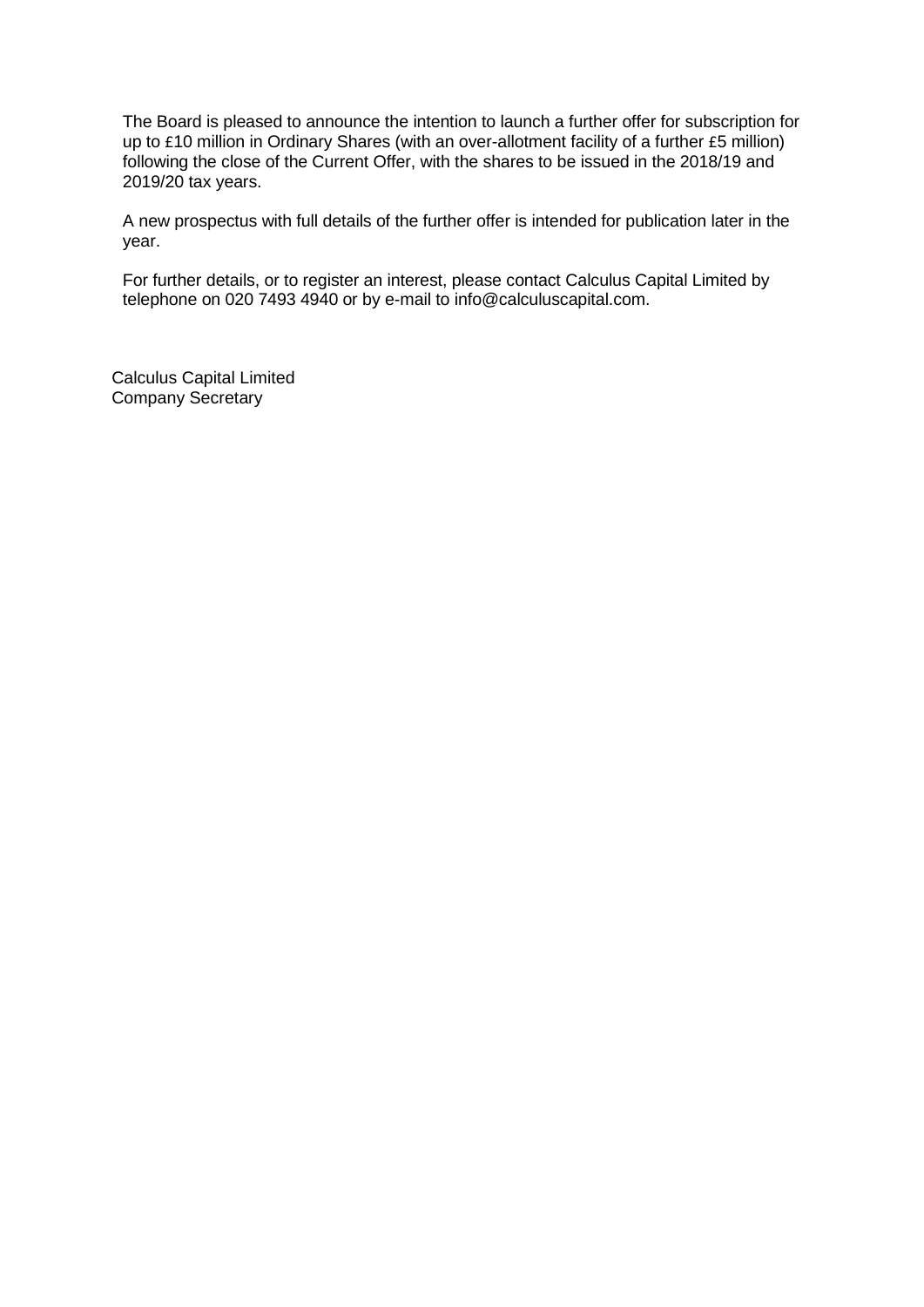The Board is pleased to announce the intention to launch a further offer for subscription for up to £10 million in Ordinary Shares (with an over-allotment facility of a further £5 million) following the close of the Current Offer, with the shares to be issued in the 2018/19 and 2019/20 tax years.

A new prospectus with full details of the further offer is intended for publication later in the year.

For further details, or to register an interest, please contact Calculus Capital Limited by telephone on 020 7493 4940 or by e-mail to info@calculuscapital.com.

Calculus Capital Limited
Company Secretary